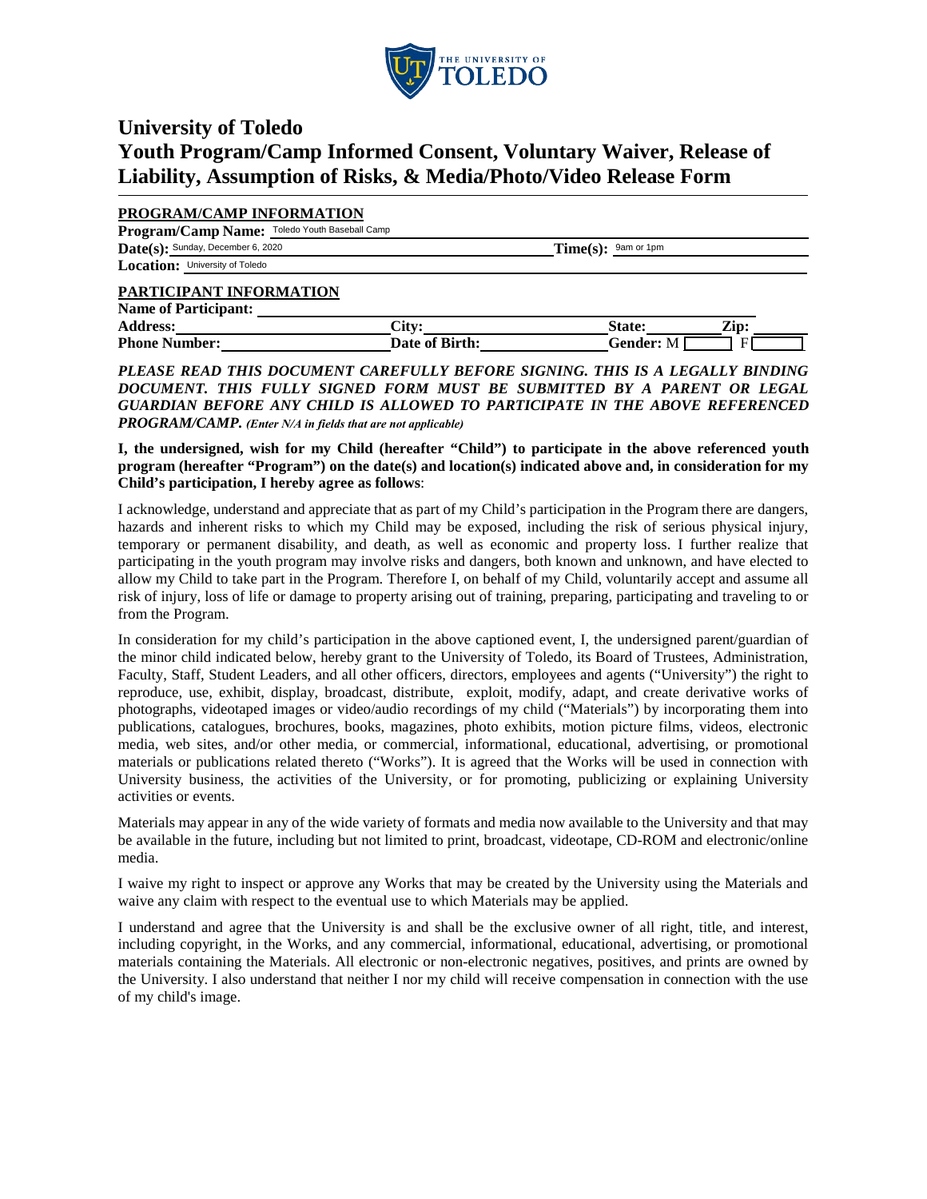# University of Toledo
# Youth Program/Camp Informed Consent, Voluntary Waiver, Release of Liability, Assumption of Risks, & Media/Photo/Video Release Form

## PROGRAM/CAMP INFORMATION

**Program/Camp Name:** Toledo Youth Baseball Camp

**Date(s):** Sunday, December 6, 2020 **Time(s):** 9am or 1pm

**Location:** University of Toledo

## PARTICIPANT INFORMATION

**Name of Participant:** ____________________

**Address:** ____________________ **City:** ____________________ **State:** __________ **Zip:** __________

**Phone Number:** ____________________ **Date of Birth:** ____________________ **Gender:** M [ ] F [ ]

***PLEASE READ THIS DOCUMENT CAREFULLY BEFORE SIGNING. THIS IS A LEGALLY BINDING DOCUMENT. THIS FULLY SIGNED FORM MUST BE SUBMITTED BY A PARENT OR LEGAL GUARDIAN BEFORE ANY CHILD IS ALLOWED TO PARTICIPATE IN THE ABOVE REFERENCED PROGRAM/CAMP.*** ***(Enter N/A in fields that are not applicable)***

**I, the undersigned, wish for my Child (hereafter "Child") to participate in the above referenced youth program (hereafter "Program") on the date(s) and location(s) indicated above and, in consideration for my Child's participation, I hereby agree as follows**:

I acknowledge, understand and appreciate that as part of my Child's participation in the Program there are dangers, hazards and inherent risks to which my Child may be exposed, including the risk of serious physical injury, temporary or permanent disability, and death, as well as economic and property loss. I further realize that participating in the youth program may involve risks and dangers, both known and unknown, and have elected to allow my Child to take part in the Program. Therefore I, on behalf of my Child, voluntarily accept and assume all risk of injury, loss of life or damage to property arising out of training, preparing, participating and traveling to or from the Program.

In consideration for my child's participation in the above captioned event, I, the undersigned parent/guardian of the minor child indicated below, hereby grant to the University of Toledo, its Board of Trustees, Administration, Faculty, Staff, Student Leaders, and all other officers, directors, employees and agents ("University") the right to reproduce, use, exhibit, display, broadcast, distribute, exploit, modify, adapt, and create derivative works of photographs, videotaped images or video/audio recordings of my child ("Materials") by incorporating them into publications, catalogues, brochures, books, magazines, photo exhibits, motion picture films, videos, electronic media, web sites, and/or other media, or commercial, informational, educational, advertising, or promotional materials or publications related thereto ("Works"). It is agreed that the Works will be used in connection with University business, the activities of the University, or for promoting, publicizing or explaining University activities or events.

Materials may appear in any of the wide variety of formats and media now available to the University and that may be available in the future, including but not limited to print, broadcast, videotape, CD-ROM and electronic/online media.

I waive my right to inspect or approve any Works that may be created by the University using the Materials and waive any claim with respect to the eventual use to which Materials may be applied.

I understand and agree that the University is and shall be the exclusive owner of all right, title, and interest, including copyright, in the Works, and any commercial, informational, educational, advertising, or promotional materials containing the Materials. All electronic or non-electronic negatives, positives, and prints are owned by the University. I also understand that neither I nor my child will receive compensation in connection with the use of my child's image.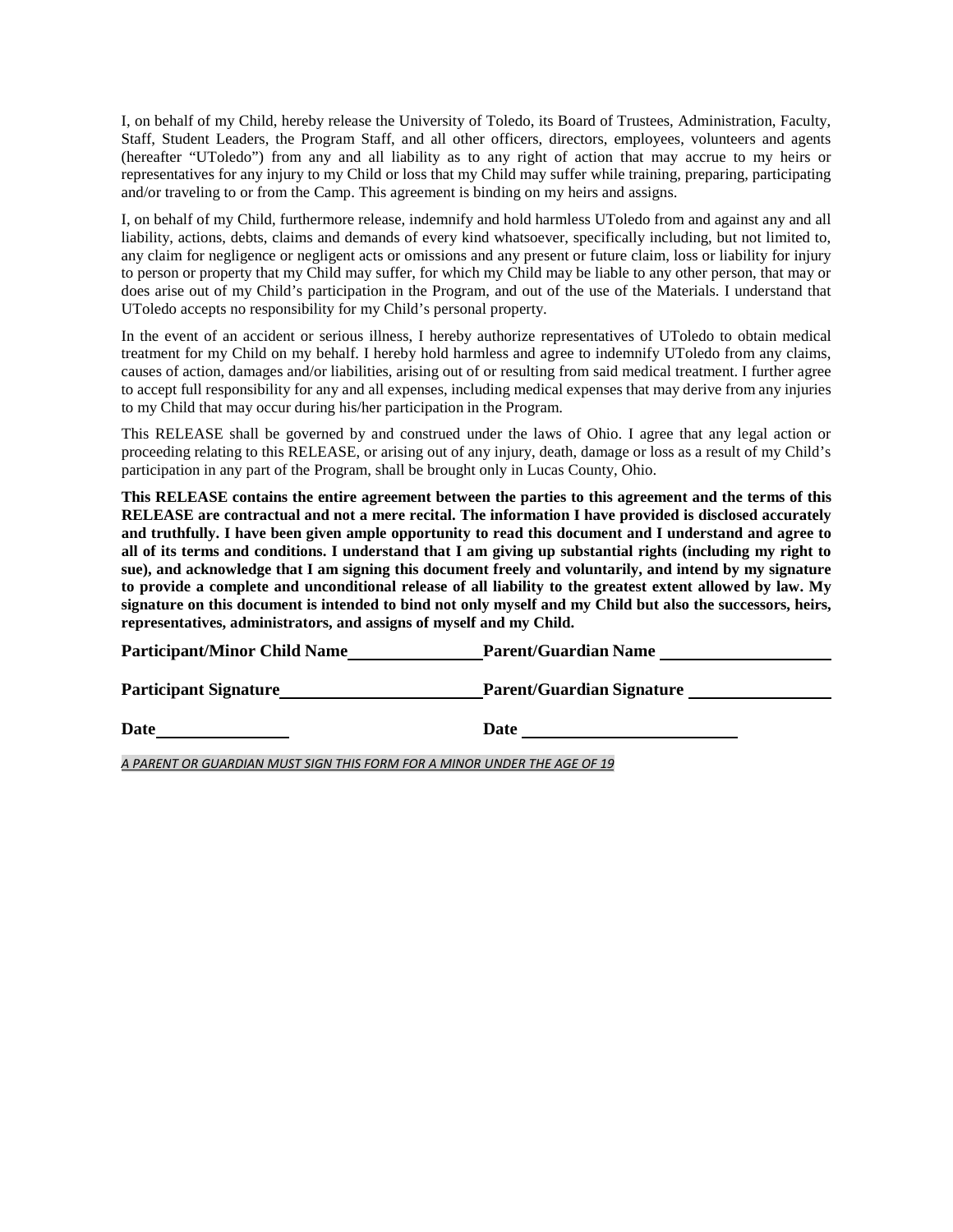I, on behalf of my Child, hereby release the University of Toledo, its Board of Trustees, Administration, Faculty, Staff, Student Leaders, the Program Staff, and all other officers, directors, employees, volunteers and agents (hereafter "UToledo") from any and all liability as to any right of action that may accrue to my heirs or representatives for any injury to my Child or loss that my Child may suffer while training, preparing, participating and/or traveling to or from the Camp. This agreement is binding on my heirs and assigns.

I, on behalf of my Child, furthermore release, indemnify and hold harmless UToledo from and against any and all liability, actions, debts, claims and demands of every kind whatsoever, specifically including, but not limited to, any claim for negligence or negligent acts or omissions and any present or future claim, loss or liability for injury to person or property that my Child may suffer, for which my Child may be liable to any other person, that may or does arise out of my Child's participation in the Program, and out of the use of the Materials. I understand that UToledo accepts no responsibility for my Child's personal property.

In the event of an accident or serious illness, I hereby authorize representatives of UToledo to obtain medical treatment for my Child on my behalf. I hereby hold harmless and agree to indemnify UToledo from any claims, causes of action, damages and/or liabilities, arising out of or resulting from said medical treatment. I further agree to accept full responsibility for any and all expenses, including medical expenses that may derive from any injuries to my Child that may occur during his/her participation in the Program.

This RELEASE shall be governed by and construed under the laws of Ohio. I agree that any legal action or proceeding relating to this RELEASE, or arising out of any injury, death, damage or loss as a result of my Child's participation in any part of the Program, shall be brought only in Lucas County, Ohio.

**This RELEASE contains the entire agreement between the parties to this agreement and the terms of this RELEASE are contractual and not a mere recital. The information I have provided is disclosed accurately and truthfully. I have been given ample opportunity to read this document and I understand and agree to all of its terms and conditions. I understand that I am giving up substantial rights (including my right to sue), and acknowledge that I am signing this document freely and voluntarily, and intend by my signature to provide a complete and unconditional release of all liability to the greatest extent allowed by law. My signature on this document is intended to bind not only myself and my Child but also the successors, heirs, representatives, administrators, and assigns of myself and my Child.**

**Participant/Minor Child Name**\_\_\_\_\_\_\_\_\_\_\_\_\_\_\_\_ **Parent/Guardian Name** \_\_\_\_\_\_\_\_\_\_\_\_\_\_\_\_\_\_\_\_

**Participant Signature**\_\_\_\_\_\_\_\_\_\_\_\_\_\_\_\_\_\_\_\_\_\_\_ **Parent/Guardian Signature** \_\_\_\_\_\_\_\_\_\_\_\_\_\_\_\_

**Date**\_\_\_\_\_\_\_\_\_\_\_\_\_\_\_\_ **Date** \_\_\_\_\_\_\_\_\_\_\_\_\_\_\_\_\_\_\_\_\_\_\_\_\_

*A PARENT OR GUARDIAN MUST SIGN THIS FORM FOR A MINOR UNDER THE AGE OF 19*